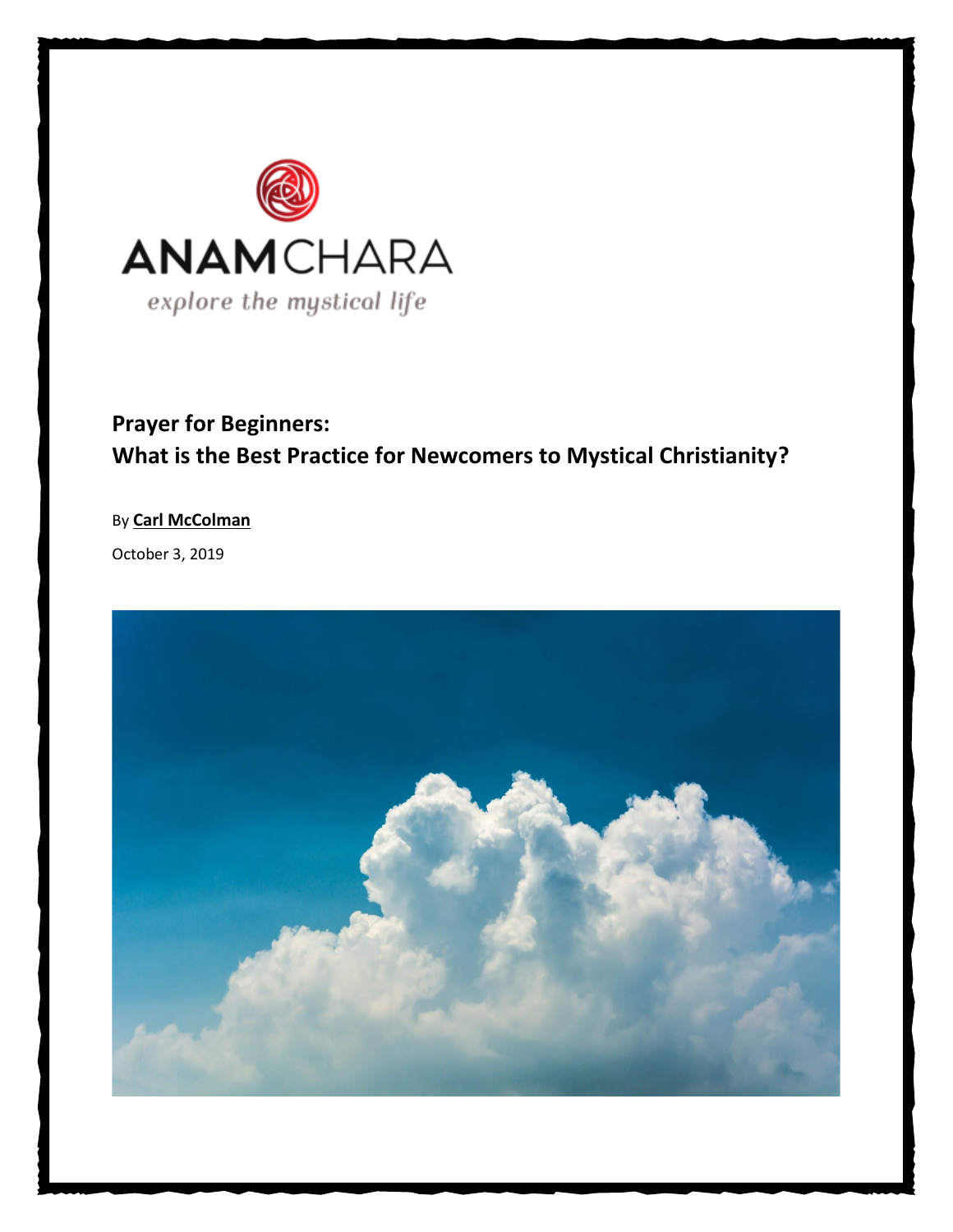ANAMCHARA

*explore the mystical life*

# Prayer for Beginners: What is the Best Practice for Newcomers to Mystical Christianity?

By **Carl McColman**

October 3, 2019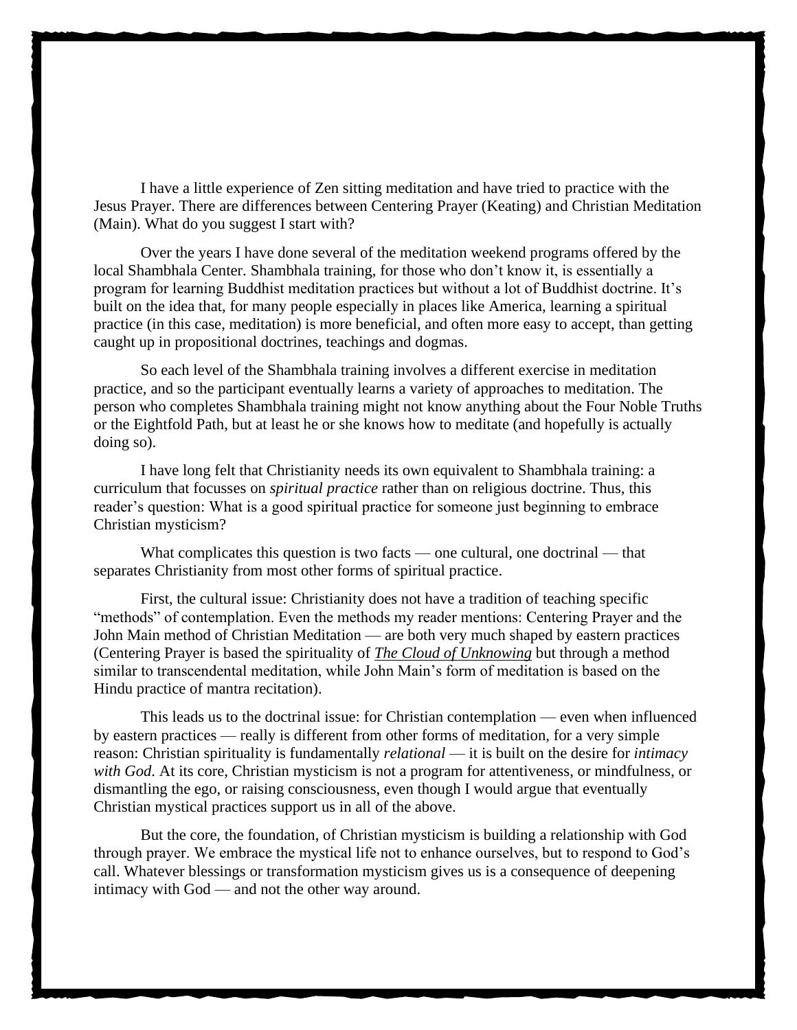I have a little experience of Zen sitting meditation and have tried to practice with the Jesus Prayer. There are differences between Centering Prayer (Keating) and Christian Meditation (Main). What do you suggest I start with?

Over the years I have done several of the meditation weekend programs offered by the local Shambhala Center. Shambhala training, for those who don't know it, is essentially a program for learning Buddhist meditation practices but without a lot of Buddhist doctrine. It's built on the idea that, for many people especially in places like America, learning a spiritual practice (in this case, meditation) is more beneficial, and often more easy to accept, than getting caught up in propositional doctrines, teachings and dogmas.

So each level of the Shambhala training involves a different exercise in meditation practice, and so the participant eventually learns a variety of approaches to meditation. The person who completes Shambhala training might not know anything about the Four Noble Truths or the Eightfold Path, but at least he or she knows how to meditate (and hopefully is actually doing so).

I have long felt that Christianity needs its own equivalent to Shambhala training: a curriculum that focusses on *spiritual practice* rather than on religious doctrine. Thus, this reader's question: What is a good spiritual practice for someone just beginning to embrace Christian mysticism?

What complicates this question is two facts — one cultural, one doctrinal — that separates Christianity from most other forms of spiritual practice.

First, the cultural issue: Christianity does not have a tradition of teaching specific "methods" of contemplation. Even the methods my reader mentions: Centering Prayer and the John Main method of Christian Meditation — are both very much shaped by eastern practices (Centering Prayer is based the spirituality of ***The Cloud of Unknowing*** but through a method similar to transcendental meditation, while John Main's form of meditation is based on the Hindu practice of mantra recitation).

This leads us to the doctrinal issue: for Christian contemplation — even when influenced by eastern practices — really is different from other forms of meditation, for a very simple reason: Christian spirituality is fundamentally *relational* — it is built on the desire for *intimacy with God*. At its core, Christian mysticism is not a program for attentiveness, or mindfulness, or dismantling the ego, or raising consciousness, even though I would argue that eventually Christian mystical practices support us in all of the above.

But the core, the foundation, of Christian mysticism is building a relationship with God through prayer. We embrace the mystical life not to enhance ourselves, but to respond to God's call. Whatever blessings or transformation mysticism gives us is a consequence of deepening intimacy with God — and not the other way around.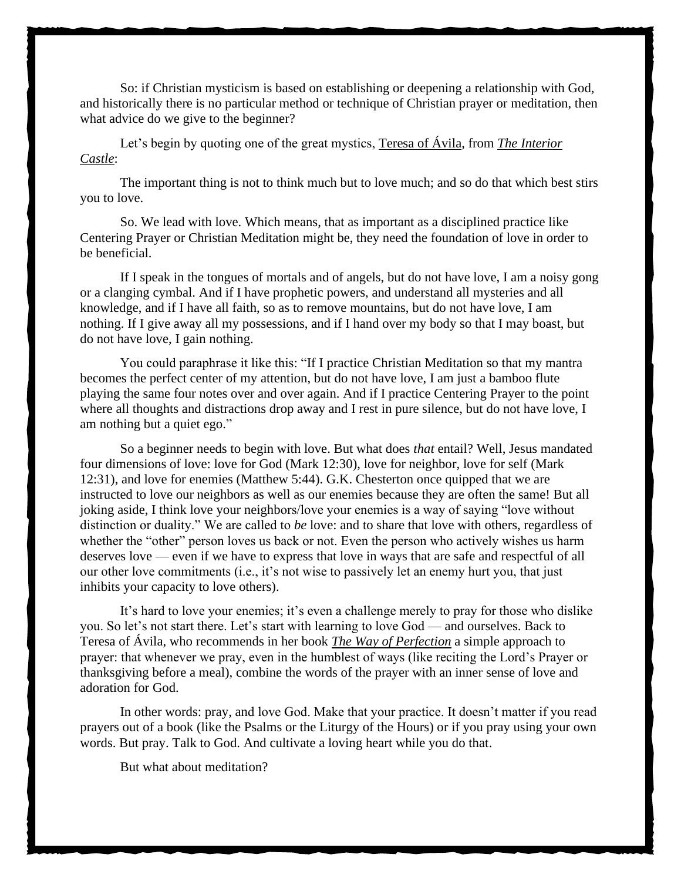So: if Christian mysticism is based on establishing or deepening a relationship with God, and historically there is no particular method or technique of Christian prayer or meditation, then what advice do we give to the beginner?

Let's begin by quoting one of the great mystics, Teresa of Ávila, from *The Interior Castle*:

The important thing is not to think much but to love much; and so do that which best stirs you to love.

So. We lead with love. Which means, that as important as a disciplined practice like Centering Prayer or Christian Meditation might be, they need the foundation of love in order to be beneficial.

If I speak in the tongues of mortals and of angels, but do not have love, I am a noisy gong or a clanging cymbal. And if I have prophetic powers, and understand all mysteries and all knowledge, and if I have all faith, so as to remove mountains, but do not have love, I am nothing. If I give away all my possessions, and if I hand over my body so that I may boast, but do not have love, I gain nothing.

You could paraphrase it like this: "If I practice Christian Meditation so that my mantra becomes the perfect center of my attention, but do not have love, I am just a bamboo flute playing the same four notes over and over again. And if I practice Centering Prayer to the point where all thoughts and distractions drop away and I rest in pure silence, but do not have love, I am nothing but a quiet ego."

So a beginner needs to begin with love. But what does *that* entail? Well, Jesus mandated four dimensions of love: love for God (Mark 12:30), love for neighbor, love for self (Mark 12:31), and love for enemies (Matthew 5:44). G.K. Chesterton once quipped that we are instructed to love our neighbors as well as our enemies because they are often the same! But all joking aside, I think love your neighbors/love your enemies is a way of saying "love without distinction or duality." We are called to *be* love: and to share that love with others, regardless of whether the "other" person loves us back or not. Even the person who actively wishes us harm deserves love — even if we have to express that love in ways that are safe and respectful of all our other love commitments (i.e., it's not wise to passively let an enemy hurt you, that just inhibits your capacity to love others).

It's hard to love your enemies; it's even a challenge merely to pray for those who dislike you. So let's not start there. Let's start with learning to love God — and ourselves. Back to Teresa of Ávila, who recommends in her book ***The Way of Perfection*** a simple approach to prayer: that whenever we pray, even in the humblest of ways (like reciting the Lord's Prayer or thanksgiving before a meal), combine the words of the prayer with an inner sense of love and adoration for God.

In other words: pray, and love God. Make that your practice. It doesn't matter if you read prayers out of a book (like the Psalms or the Liturgy of the Hours) or if you pray using your own words. But pray. Talk to God. And cultivate a loving heart while you do that.

But what about meditation?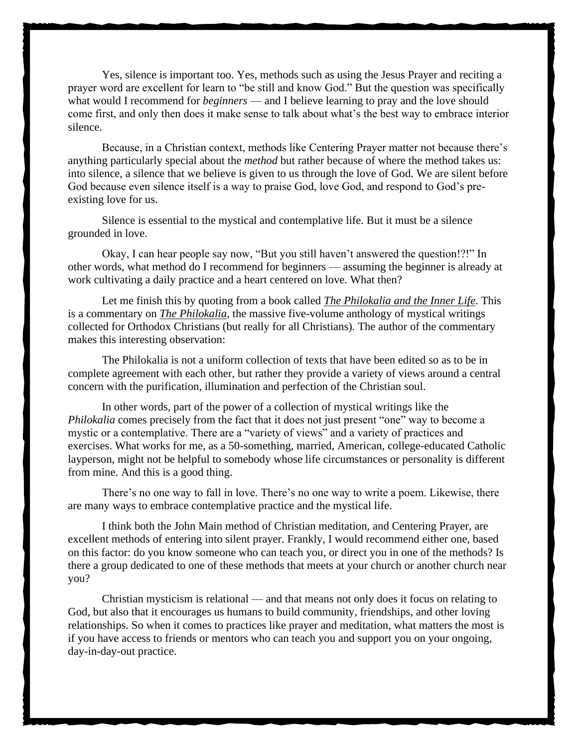Yes, silence is important too. Yes, methods such as using the Jesus Prayer and reciting a prayer word are excellent for learn to "be still and know God." But the question was specifically what would I recommend for *beginners* — and I believe learning to pray and the love should come first, and only then does it make sense to talk about what's the best way to embrace interior silence.

Because, in a Christian context, methods like Centering Prayer matter not because there's anything particularly special about the *method* but rather because of where the method takes us: into silence, a silence that we believe is given to us through the love of God. We are silent before God because even silence itself is a way to praise God, love God, and respond to God's pre-existing love for us.

Silence is essential to the mystical and contemplative life. But it must be a silence grounded in love.

Okay, I can hear people say now, "But you still haven't answered the question!?!" In other words, what method do I recommend for beginners — assuming the beginner is already at work cultivating a daily practice and a heart centered on love. What then?

Let me finish this by quoting from a book called ***The Philokalia and the Inner Life***. This is a commentary on ***The Philokalia***, the massive five-volume anthology of mystical writings collected for Orthodox Christians (but really for all Christians). The author of the commentary makes this interesting observation:

The Philokalia is not a uniform collection of texts that have been edited so as to be in complete agreement with each other, but rather they provide a variety of views around a central concern with the purification, illumination and perfection of the Christian soul.

In other words, part of the power of a collection of mystical writings like the *Philokalia* comes precisely from the fact that it does not just present "one" way to become a mystic or a contemplative. There are a "variety of views" and a variety of practices and exercises. What works for me, as a 50-something, married, American, college-educated Catholic layperson, might not be helpful to somebody whose life circumstances or personality is different from mine. And this is a good thing.

There's no one way to fall in love. There's no one way to write a poem. Likewise, there are many ways to embrace contemplative practice and the mystical life.

I think both the John Main method of Christian meditation, and Centering Prayer, are excellent methods of entering into silent prayer. Frankly, I would recommend either one, based on this factor: do you know someone who can teach you, or direct you in one of the methods? Is there a group dedicated to one of these methods that meets at your church or another church near you?

Christian mysticism is relational — and that means not only does it focus on relating to God, but also that it encourages us humans to build community, friendships, and other loving relationships. So when it comes to practices like prayer and meditation, what matters the most is if you have access to friends or mentors who can teach you and support you on your ongoing, day-in-day-out practice.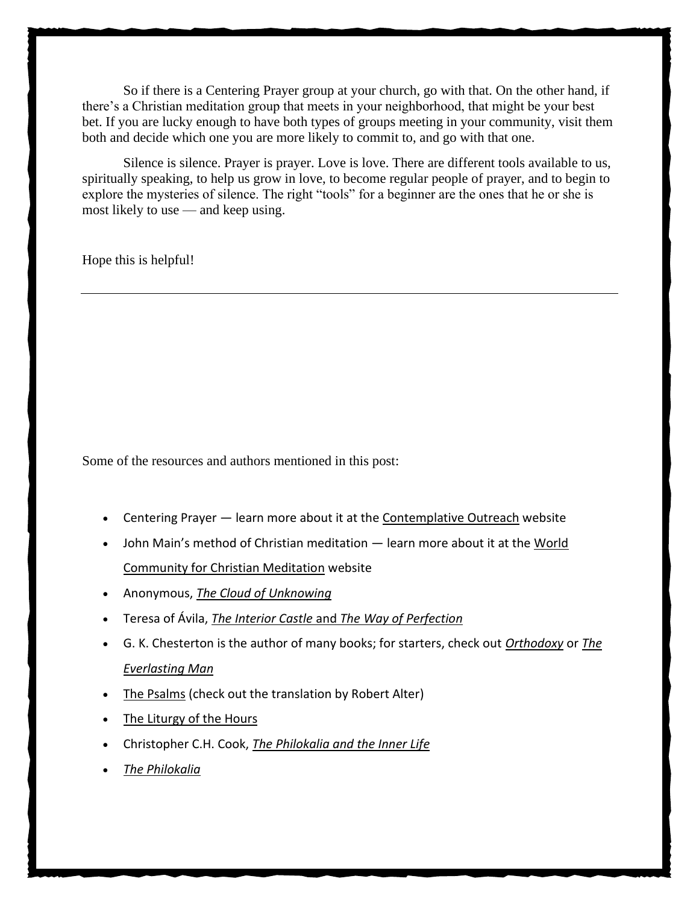So if there is a Centering Prayer group at your church, go with that. On the other hand, if there's a Christian meditation group that meets in your neighborhood, that might be your best bet. If you are lucky enough to have both types of groups meeting in your community, visit them both and decide which one you are more likely to commit to, and go with that one.

Silence is silence. Prayer is prayer. Love is love. There are different tools available to us, spiritually speaking, to help us grow in love, to become regular people of prayer, and to begin to explore the mysteries of silence. The right "tools" for a beginner are the ones that he or she is most likely to use — and keep using.

Hope this is helpful!

---

Some of the resources and authors mentioned in this post:

- Centering Prayer — learn more about it at the Contemplative Outreach website
- John Main's method of Christian meditation — learn more about it at the World Community for Christian Meditation website
- Anonymous, *The Cloud of Unknowing*
- Teresa of Ávila, *The Interior Castle* and *The Way of Perfection*
- G. K. Chesterton is the author of many books; for starters, check out *Orthodoxy* or *The Everlasting Man*
- The Psalms (check out the translation by Robert Alter)
- The Liturgy of the Hours
- Christopher C.H. Cook, *The Philokalia and the Inner Life*
- *The Philokalia*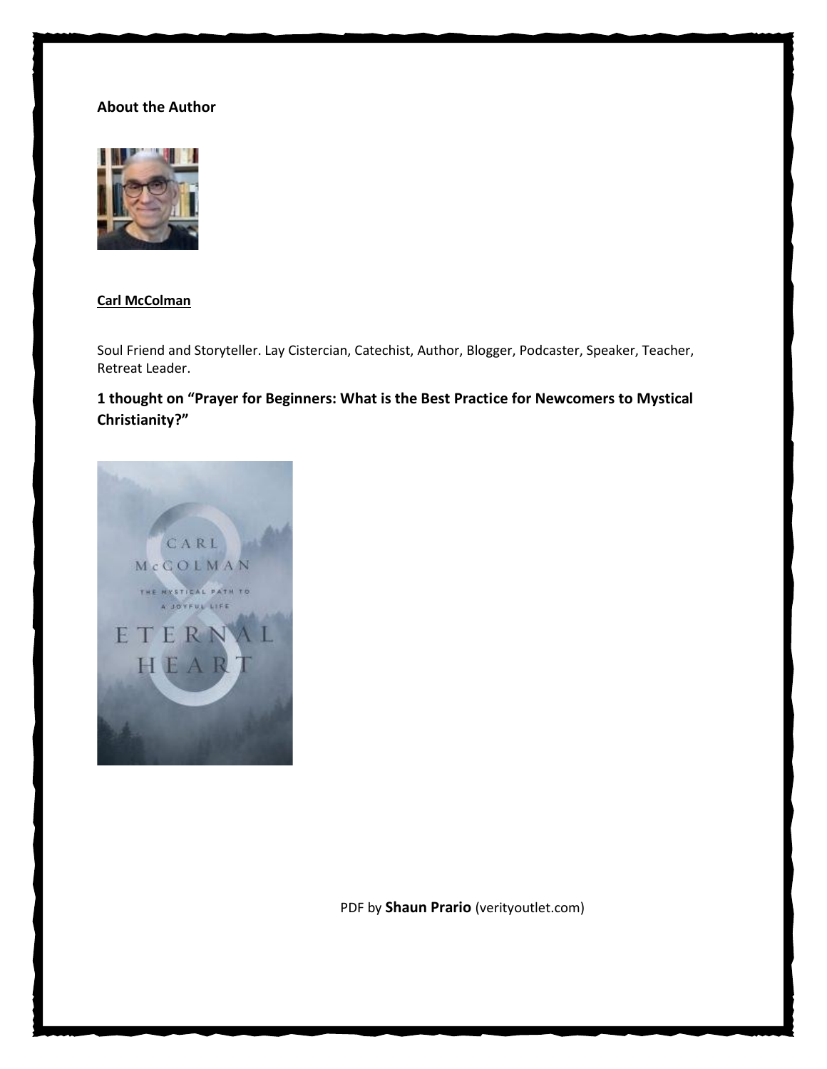**About the Author**

**Carl McColman**

Soul Friend and Storyteller. Lay Cistercian, Catechist, Author, Blogger, Podcaster, Speaker, Teacher, Retreat Leader.

**1 thought on "Prayer for Beginners: What is the Best Practice for Newcomers to Mystical Christianity?"**

PDF by **Shaun Prario** (verityoutlet.com)